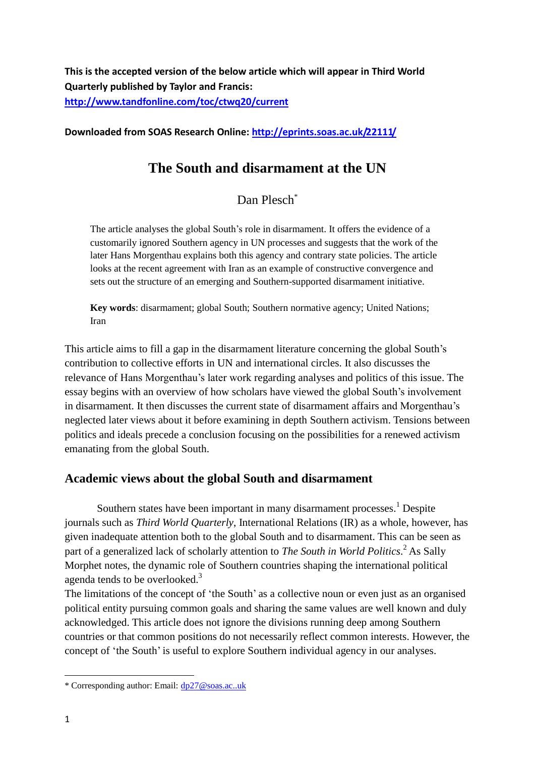**This is the accepted version of the below article which will appear in Third World Quarterly published by Taylor and Francis:**
**http://www.tandfonline.com/toc/ctwq20/current**

**Downloaded from SOAS Research Online: http://eprints.soas.ac.uk/22111/**

# The South and disarmament at the UN

Dan Plesch*

The article analyses the global South's role in disarmament. It offers the evidence of a customarily ignored Southern agency in UN processes and suggests that the work of the later Hans Morgenthau explains both this agency and contrary state policies. The article looks at the recent agreement with Iran as an example of constructive convergence and sets out the structure of an emerging and Southern-supported disarmament initiative.

**Key words**: disarmament; global South; Southern normative agency; United Nations; Iran

This article aims to fill a gap in the disarmament literature concerning the global South's contribution to collective efforts in UN and international circles. It also discusses the relevance of Hans Morgenthau's later work regarding analyses and politics of this issue. The essay begins with an overview of how scholars have viewed the global South's involvement in disarmament. It then discusses the current state of disarmament affairs and Morgenthau's neglected later views about it before examining in depth Southern activism. Tensions between politics and ideals precede a conclusion focusing on the possibilities for a renewed activism emanating from the global South.

## Academic views about the global South and disarmament

Southern states have been important in many disarmament processes.[1] Despite journals such as *Third World Quarterly*, International Relations (IR) as a whole, however, has given inadequate attention both to the global South and to disarmament. This can be seen as part of a generalized lack of scholarly attention to *The South in World Politics*.[2] As Sally Morphet notes, the dynamic role of Southern countries shaping the international political agenda tends to be overlooked.[3]

The limitations of the concept of 'the South' as a collective noun or even just as an organised political entity pursuing common goals and sharing the same values are well known and duly acknowledged. This article does not ignore the divisions running deep among Southern countries or that common positions do not necessarily reflect common interests. However, the concept of 'the South' is useful to explore Southern individual agency in our analyses.

---

* Corresponding author: Email: dp27@soas.ac..uk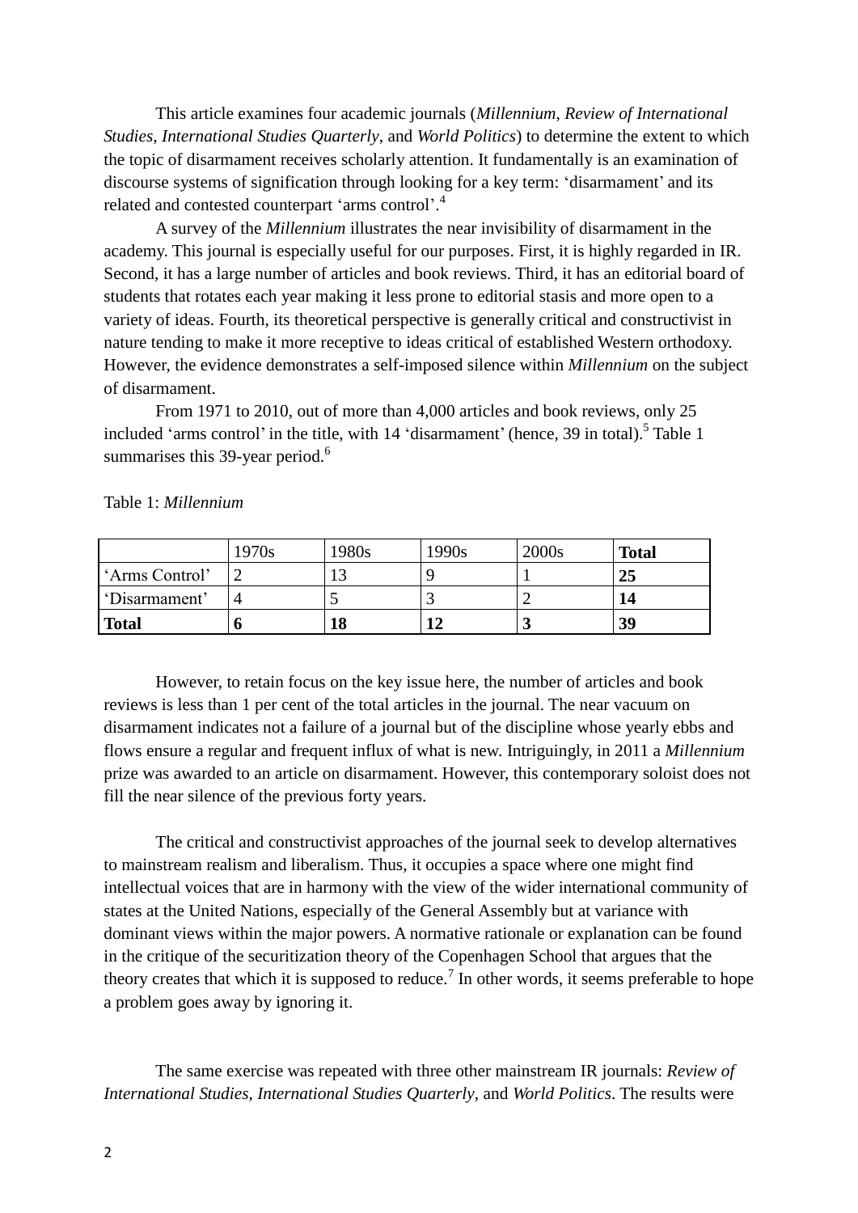This article examines four academic journals (*Millennium*, *Review of International Studies*, *International Studies Quarterly*, and *World Politics*) to determine the extent to which the topic of disarmament receives scholarly attention. It fundamentally is an examination of discourse systems of signification through looking for a key term: 'disarmament' and its related and contested counterpart 'arms control'.[4]

A survey of the *Millennium* illustrates the near invisibility of disarmament in the academy. This journal is especially useful for our purposes. First, it is highly regarded in IR. Second, it has a large number of articles and book reviews. Third, it has an editorial board of students that rotates each year making it less prone to editorial stasis and more open to a variety of ideas. Fourth, its theoretical perspective is generally critical and constructivist in nature tending to make it more receptive to ideas critical of established Western orthodoxy. However, the evidence demonstrates a self-imposed silence within *Millennium* on the subject of disarmament.

From 1971 to 2010, out of more than 4,000 articles and book reviews, only 25 included 'arms control' in the title, with 14 'disarmament' (hence, 39 in total).[5] Table 1 summarises this 39-year period.[6]

Table 1: *Millennium*

| | 1970s | 1980s | 1990s | 2000s | **Total** |
|---|---|---|---|---|---|
| 'Arms Control' | 2 | 13 | 9 | 1 | **25** |
| 'Disarmament' | 4 | 5 | 3 | 2 | **14** |
| **Total** | **6** | **18** | **12** | **3** | **39** |

However, to retain focus on the key issue here, the number of articles and book reviews is less than 1 per cent of the total articles in the journal. The near vacuum on disarmament indicates not a failure of a journal but of the discipline whose yearly ebbs and flows ensure a regular and frequent influx of what is new. Intriguingly, in 2011 a *Millennium* prize was awarded to an article on disarmament. However, this contemporary soloist does not fill the near silence of the previous forty years.

The critical and constructivist approaches of the journal seek to develop alternatives to mainstream realism and liberalism. Thus, it occupies a space where one might find intellectual voices that are in harmony with the view of the wider international community of states at the United Nations, especially of the General Assembly but at variance with dominant views within the major powers. A normative rationale or explanation can be found in the critique of the securitization theory of the Copenhagen School that argues that the theory creates that which it is supposed to reduce.[7] In other words, it seems preferable to hope a problem goes away by ignoring it.

The same exercise was repeated with three other mainstream IR journals: *Review of International Studies*, *International Studies Quarterly*, and *World Politics*. The results were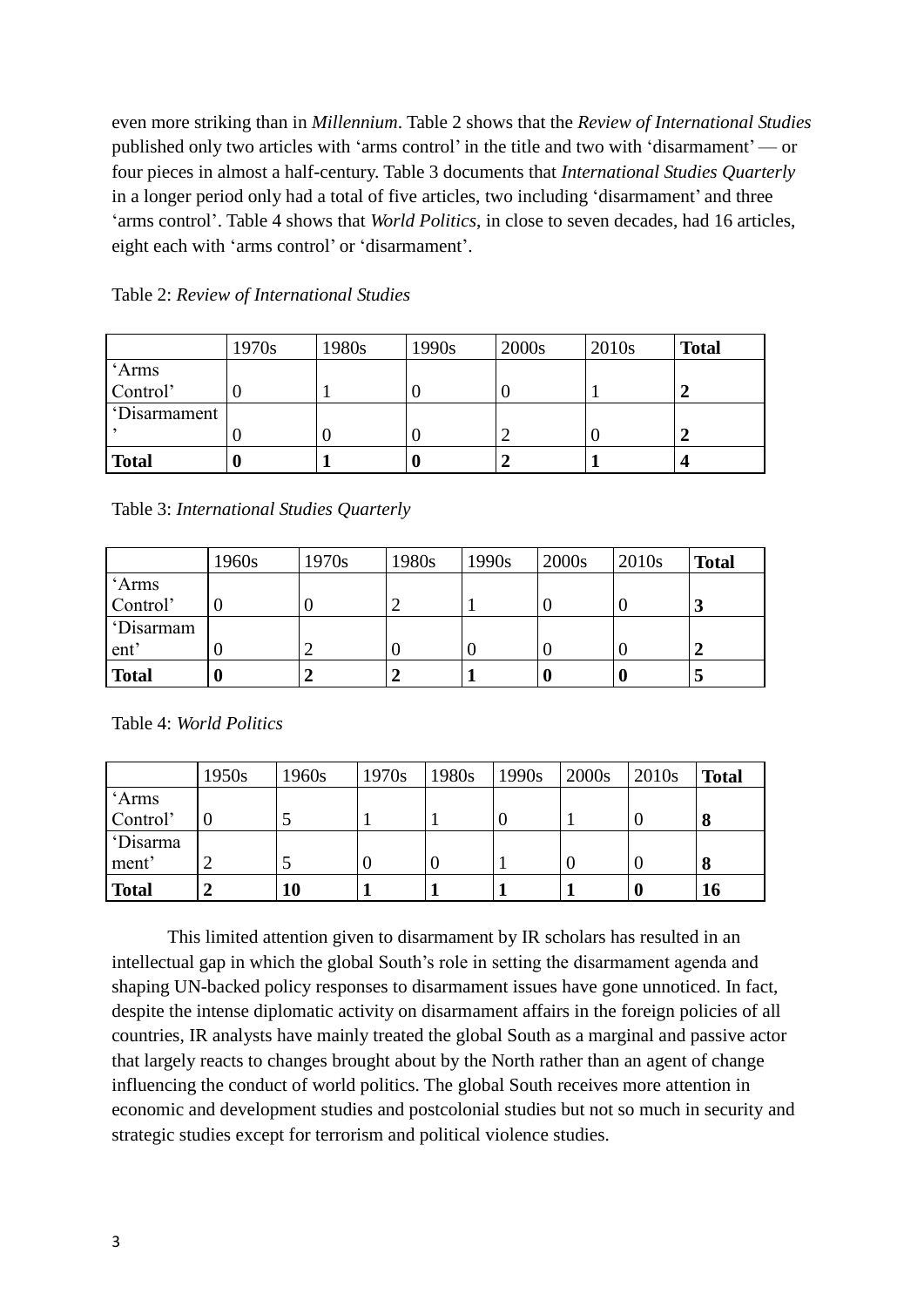even more striking than in *Millennium*. Table 2 shows that the *Review of International Studies* published only two articles with 'arms control' in the title and two with 'disarmament' — or four pieces in almost a half-century. Table 3 documents that *International Studies Quarterly* in a longer period only had a total of five articles, two including 'disarmament' and three 'arms control'. Table 4 shows that *World Politics*, in close to seven decades, had 16 articles, eight each with 'arms control' or 'disarmament'.

Table 2: *Review of International Studies*

| | 1970s | 1980s | 1990s | 2000s | 2010s | **Total** |
|---|---|---|---|---|---|---|
| 'Arms Control' | 0 | 1 | 0 | 0 | 1 | **2** |
| 'Disarmament' | 0 | 0 | 0 | 2 | 0 | **2** |
| **Total** | **0** | **1** | **0** | **2** | **1** | **4** |

Table 3: *International Studies Quarterly*

| | 1960s | 1970s | 1980s | 1990s | 2000s | 2010s | **Total** |
|---|---|---|---|---|---|---|---|
| 'Arms Control' | 0 | 0 | 2 | 1 | 0 | 0 | **3** |
| 'Disarmament' | 0 | 2 | 0 | 0 | 0 | 0 | **2** |
| **Total** | **0** | **2** | **2** | **1** | **0** | **0** | **5** |

Table 4: *World Politics*

| | 1950s | 1960s | 1970s | 1980s | 1990s | 2000s | 2010s | **Total** |
|---|---|---|---|---|---|---|---|---|
| 'Arms Control' | 0 | 5 | 1 | 1 | 0 | 1 | 0 | **8** |
| 'Disarmament' | 2 | 5 | 0 | 0 | 1 | 0 | 0 | **8** |
| **Total** | **2** | **10** | **1** | **1** | **1** | **1** | **0** | **16** |

This limited attention given to disarmament by IR scholars has resulted in an intellectual gap in which the global South's role in setting the disarmament agenda and shaping UN-backed policy responses to disarmament issues have gone unnoticed. In fact, despite the intense diplomatic activity on disarmament affairs in the foreign policies of all countries, IR analysts have mainly treated the global South as a marginal and passive actor that largely reacts to changes brought about by the North rather than an agent of change influencing the conduct of world politics. The global South receives more attention in economic and development studies and postcolonial studies but not so much in security and strategic studies except for terrorism and political violence studies.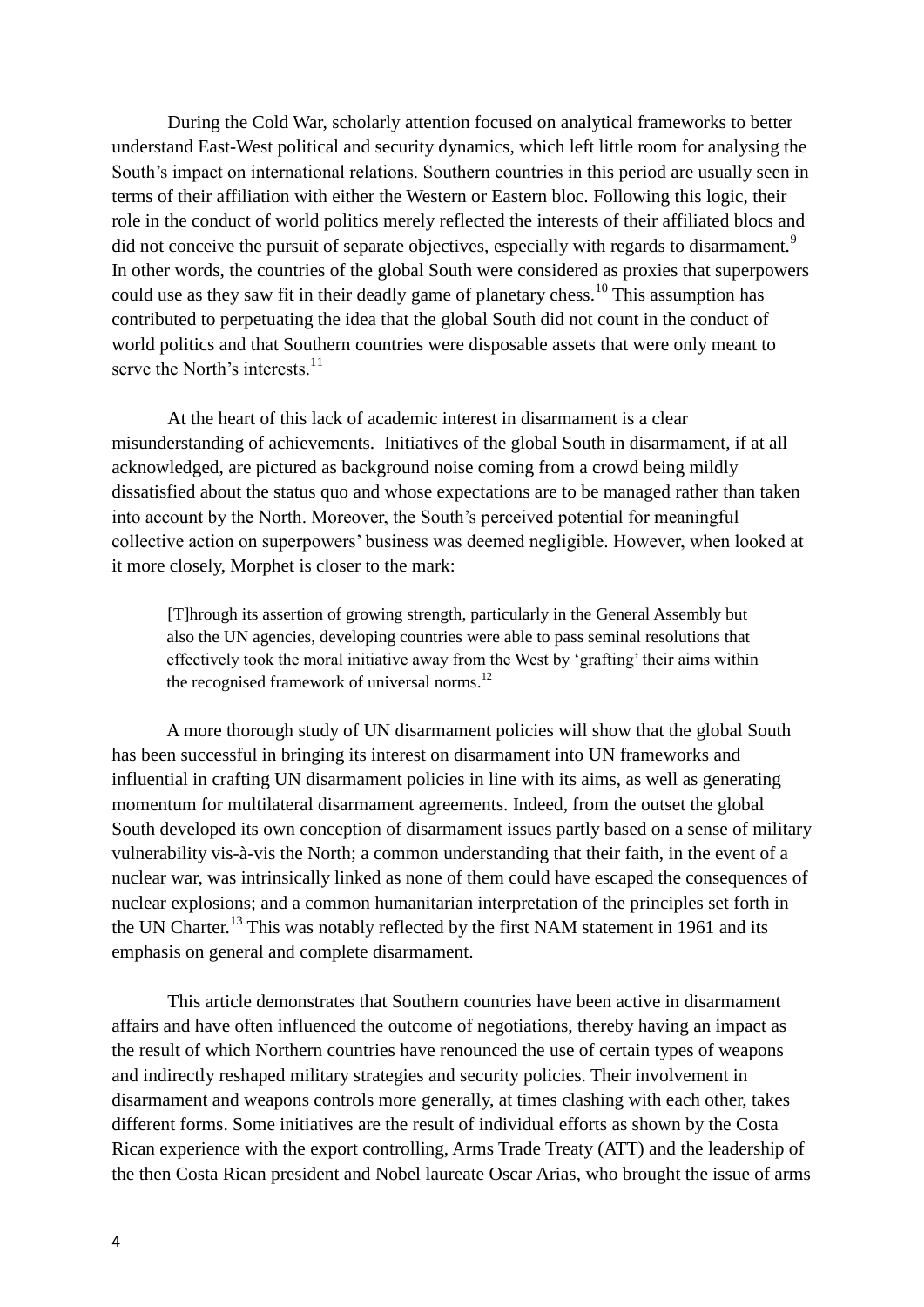During the Cold War, scholarly attention focused on analytical frameworks to better understand East-West political and security dynamics, which left little room for analysing the South's impact on international relations. Southern countries in this period are usually seen in terms of their affiliation with either the Western or Eastern bloc. Following this logic, their role in the conduct of world politics merely reflected the interests of their affiliated blocs and did not conceive the pursuit of separate objectives, especially with regards to disarmament.[9] In other words, the countries of the global South were considered as proxies that superpowers could use as they saw fit in their deadly game of planetary chess.[10] This assumption has contributed to perpetuating the idea that the global South did not count in the conduct of world politics and that Southern countries were disposable assets that were only meant to serve the North's interests.[11]

At the heart of this lack of academic interest in disarmament is a clear misunderstanding of achievements. Initiatives of the global South in disarmament, if at all acknowledged, are pictured as background noise coming from a crowd being mildly dissatisfied about the status quo and whose expectations are to be managed rather than taken into account by the North. Moreover, the South's perceived potential for meaningful collective action on superpowers' business was deemed negligible. However, when looked at it more closely, Morphet is closer to the mark:

> [T]hrough its assertion of growing strength, particularly in the General Assembly but also the UN agencies, developing countries were able to pass seminal resolutions that effectively took the moral initiative away from the West by 'grafting' their aims within the recognised framework of universal norms.[12]

A more thorough study of UN disarmament policies will show that the global South has been successful in bringing its interest on disarmament into UN frameworks and influential in crafting UN disarmament policies in line with its aims, as well as generating momentum for multilateral disarmament agreements. Indeed, from the outset the global South developed its own conception of disarmament issues partly based on a sense of military vulnerability vis-à-vis the North; a common understanding that their faith, in the event of a nuclear war, was intrinsically linked as none of them could have escaped the consequences of nuclear explosions; and a common humanitarian interpretation of the principles set forth in the UN Charter.[13] This was notably reflected by the first NAM statement in 1961 and its emphasis on general and complete disarmament.

This article demonstrates that Southern countries have been active in disarmament affairs and have often influenced the outcome of negotiations, thereby having an impact as the result of which Northern countries have renounced the use of certain types of weapons and indirectly reshaped military strategies and security policies. Their involvement in disarmament and weapons controls more generally, at times clashing with each other, takes different forms. Some initiatives are the result of individual efforts as shown by the Costa Rican experience with the export controlling, Arms Trade Treaty (ATT) and the leadership of the then Costa Rican president and Nobel laureate Oscar Arias, who brought the issue of arms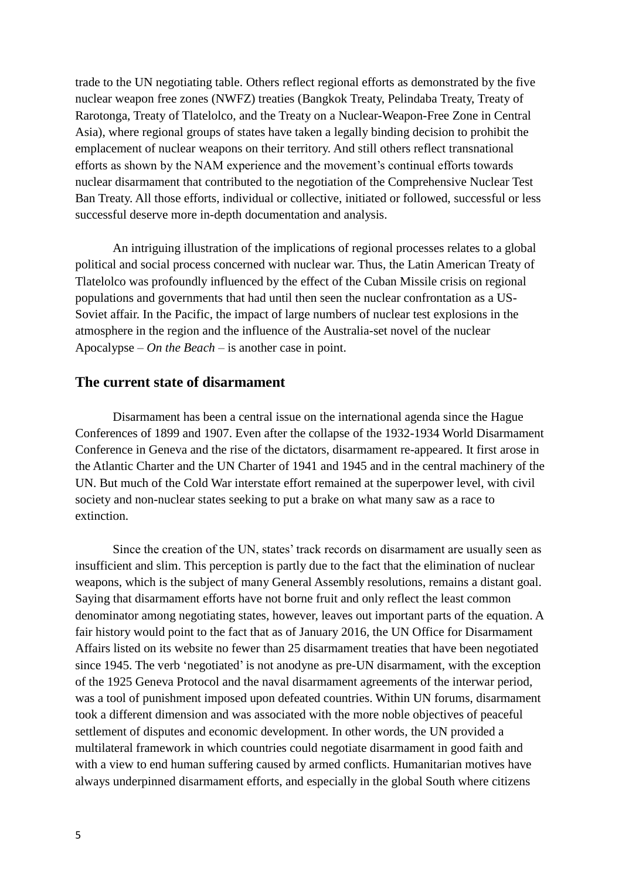trade to the UN negotiating table. Others reflect regional efforts as demonstrated by the five nuclear weapon free zones (NWFZ) treaties (Bangkok Treaty, Pelindaba Treaty, Treaty of Rarotonga, Treaty of Tlatelolco, and the Treaty on a Nuclear-Weapon-Free Zone in Central Asia), where regional groups of states have taken a legally binding decision to prohibit the emplacement of nuclear weapons on their territory. And still others reflect transnational efforts as shown by the NAM experience and the movement's continual efforts towards nuclear disarmament that contributed to the negotiation of the Comprehensive Nuclear Test Ban Treaty. All those efforts, individual or collective, initiated or followed, successful or less successful deserve more in-depth documentation and analysis.

An intriguing illustration of the implications of regional processes relates to a global political and social process concerned with nuclear war. Thus, the Latin American Treaty of Tlatelolco was profoundly influenced by the effect of the Cuban Missile crisis on regional populations and governments that had until then seen the nuclear confrontation as a US-Soviet affair. In the Pacific, the impact of large numbers of nuclear test explosions in the atmosphere in the region and the influence of the Australia-set novel of the nuclear Apocalypse – *On the Beach* – is another case in point.

## The current state of disarmament

Disarmament has been a central issue on the international agenda since the Hague Conferences of 1899 and 1907. Even after the collapse of the 1932-1934 World Disarmament Conference in Geneva and the rise of the dictators, disarmament re-appeared. It first arose in the Atlantic Charter and the UN Charter of 1941 and 1945 and in the central machinery of the UN. But much of the Cold War interstate effort remained at the superpower level, with civil society and non-nuclear states seeking to put a brake on what many saw as a race to extinction.

Since the creation of the UN, states' track records on disarmament are usually seen as insufficient and slim. This perception is partly due to the fact that the elimination of nuclear weapons, which is the subject of many General Assembly resolutions, remains a distant goal. Saying that disarmament efforts have not borne fruit and only reflect the least common denominator among negotiating states, however, leaves out important parts of the equation. A fair history would point to the fact that as of January 2016, the UN Office for Disarmament Affairs listed on its website no fewer than 25 disarmament treaties that have been negotiated since 1945. The verb 'negotiated' is not anodyne as pre-UN disarmament, with the exception of the 1925 Geneva Protocol and the naval disarmament agreements of the interwar period, was a tool of punishment imposed upon defeated countries. Within UN forums, disarmament took a different dimension and was associated with the more noble objectives of peaceful settlement of disputes and economic development. In other words, the UN provided a multilateral framework in which countries could negotiate disarmament in good faith and with a view to end human suffering caused by armed conflicts. Humanitarian motives have always underpinned disarmament efforts, and especially in the global South where citizens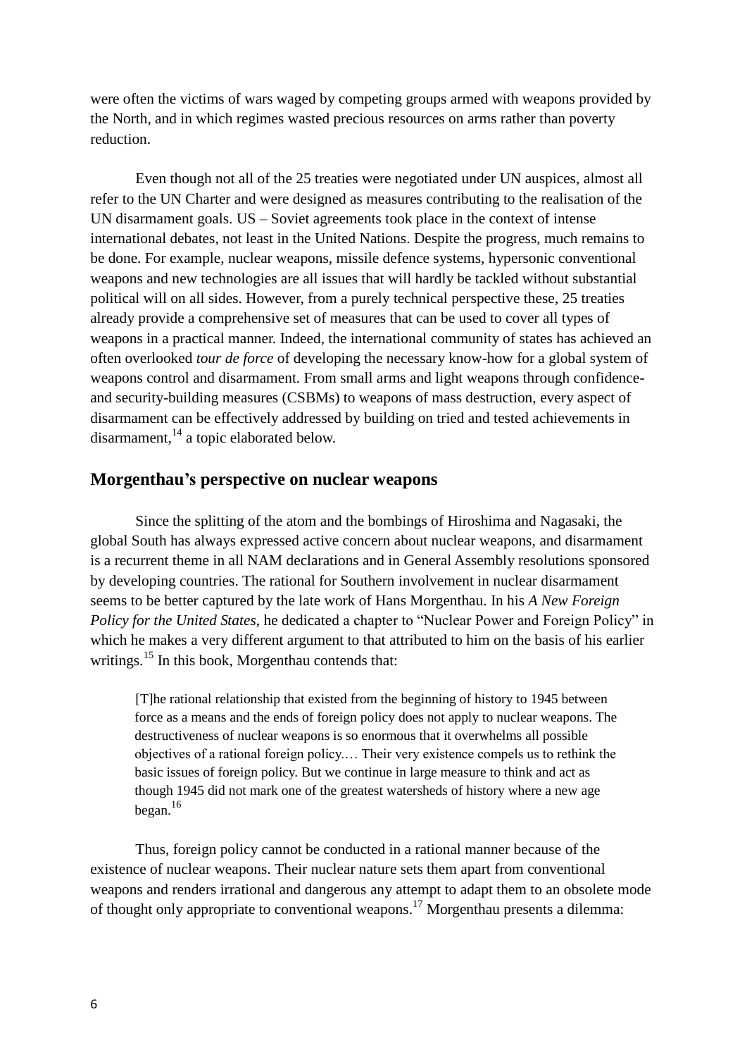were often the victims of wars waged by competing groups armed with weapons provided by the North, and in which regimes wasted precious resources on arms rather than poverty reduction.

Even though not all of the 25 treaties were negotiated under UN auspices, almost all refer to the UN Charter and were designed as measures contributing to the realisation of the UN disarmament goals. US – Soviet agreements took place in the context of intense international debates, not least in the United Nations. Despite the progress, much remains to be done. For example, nuclear weapons, missile defence systems, hypersonic conventional weapons and new technologies are all issues that will hardly be tackled without substantial political will on all sides. However, from a purely technical perspective these, 25 treaties already provide a comprehensive set of measures that can be used to cover all types of weapons in a practical manner. Indeed, the international community of states has achieved an often overlooked *tour de force* of developing the necessary know-how for a global system of weapons control and disarmament. From small arms and light weapons through confidence- and security-building measures (CSBMs) to weapons of mass destruction, every aspect of disarmament can be effectively addressed by building on tried and tested achievements in disarmament,[14] a topic elaborated below.

## Morgenthau's perspective on nuclear weapons

Since the splitting of the atom and the bombings of Hiroshima and Nagasaki, the global South has always expressed active concern about nuclear weapons, and disarmament is a recurrent theme in all NAM declarations and in General Assembly resolutions sponsored by developing countries. The rational for Southern involvement in nuclear disarmament seems to be better captured by the late work of Hans Morgenthau. In his *A New Foreign Policy for the United States*, he dedicated a chapter to "Nuclear Power and Foreign Policy" in which he makes a very different argument to that attributed to him on the basis of his earlier writings.[15] In this book, Morgenthau contends that:

> [T]he rational relationship that existed from the beginning of history to 1945 between force as a means and the ends of foreign policy does not apply to nuclear weapons. The destructiveness of nuclear weapons is so enormous that it overwhelms all possible objectives of a rational foreign policy.… Their very existence compels us to rethink the basic issues of foreign policy. But we continue in large measure to think and act as though 1945 did not mark one of the greatest watersheds of history where a new age began.[16]

Thus, foreign policy cannot be conducted in a rational manner because of the existence of nuclear weapons. Their nuclear nature sets them apart from conventional weapons and renders irrational and dangerous any attempt to adapt them to an obsolete mode of thought only appropriate to conventional weapons.[17] Morgenthau presents a dilemma: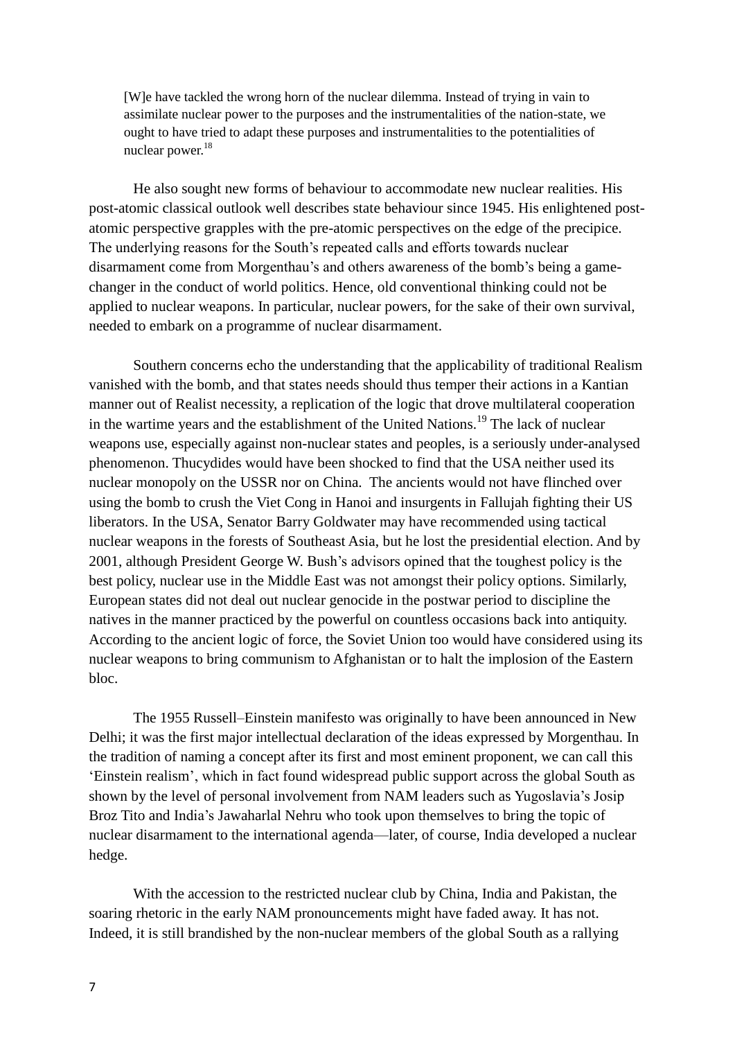> [W]e have tackled the wrong horn of the nuclear dilemma. Instead of trying in vain to assimilate nuclear power to the purposes and the instrumentalities of the nation-state, we ought to have tried to adapt these purposes and instrumentalities to the potentialities of nuclear power.[18]

He also sought new forms of behaviour to accommodate new nuclear realities. His post-atomic classical outlook well describes state behaviour since 1945. His enlightened post-atomic perspective grapples with the pre-atomic perspectives on the edge of the precipice. The underlying reasons for the South's repeated calls and efforts towards nuclear disarmament come from Morgenthau's and others awareness of the bomb's being a game-changer in the conduct of world politics. Hence, old conventional thinking could not be applied to nuclear weapons. In particular, nuclear powers, for the sake of their own survival, needed to embark on a programme of nuclear disarmament.

Southern concerns echo the understanding that the applicability of traditional Realism vanished with the bomb, and that states needs should thus temper their actions in a Kantian manner out of Realist necessity, a replication of the logic that drove multilateral cooperation in the wartime years and the establishment of the United Nations.[19] The lack of nuclear weapons use, especially against non-nuclear states and peoples, is a seriously under-analysed phenomenon. Thucydides would have been shocked to find that the USA neither used its nuclear monopoly on the USSR nor on China. The ancients would not have flinched over using the bomb to crush the Viet Cong in Hanoi and insurgents in Fallujah fighting their US liberators. In the USA, Senator Barry Goldwater may have recommended using tactical nuclear weapons in the forests of Southeast Asia, but he lost the presidential election. And by 2001, although President George W. Bush's advisors opined that the toughest policy is the best policy, nuclear use in the Middle East was not amongst their policy options. Similarly, European states did not deal out nuclear genocide in the postwar period to discipline the natives in the manner practiced by the powerful on countless occasions back into antiquity. According to the ancient logic of force, the Soviet Union too would have considered using its nuclear weapons to bring communism to Afghanistan or to halt the implosion of the Eastern bloc.

The 1955 Russell–Einstein manifesto was originally to have been announced in New Delhi; it was the first major intellectual declaration of the ideas expressed by Morgenthau. In the tradition of naming a concept after its first and most eminent proponent, we can call this 'Einstein realism', which in fact found widespread public support across the global South as shown by the level of personal involvement from NAM leaders such as Yugoslavia's Josip Broz Tito and India's Jawaharlal Nehru who took upon themselves to bring the topic of nuclear disarmament to the international agenda—later, of course, India developed a nuclear hedge.

With the accession to the restricted nuclear club by China, India and Pakistan, the soaring rhetoric in the early NAM pronouncements might have faded away. It has not. Indeed, it is still brandished by the non-nuclear members of the global South as a rallying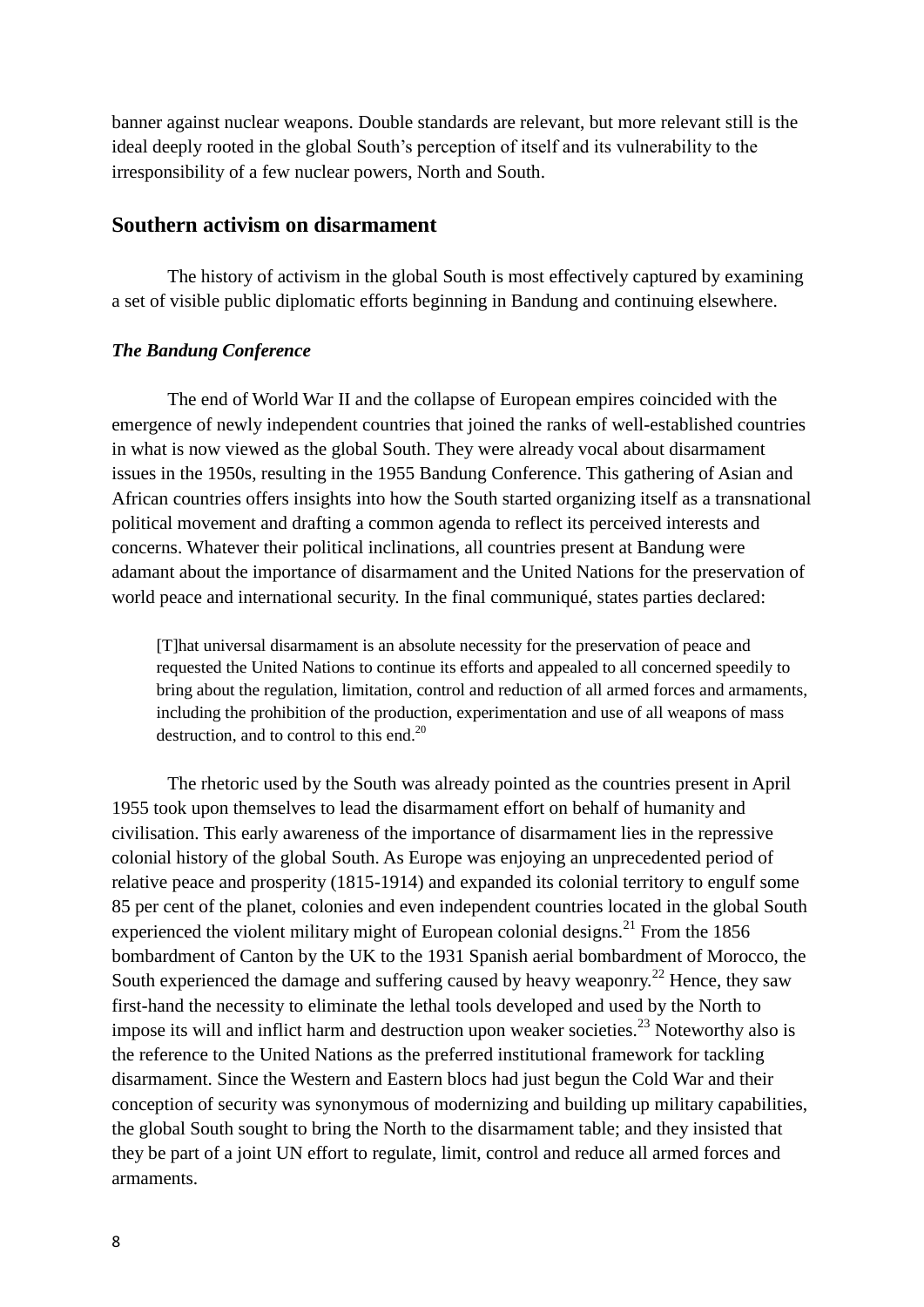banner against nuclear weapons. Double standards are relevant, but more relevant still is the ideal deeply rooted in the global South's perception of itself and its vulnerability to the irresponsibility of a few nuclear powers, North and South.

## Southern activism on disarmament

The history of activism in the global South is most effectively captured by examining a set of visible public diplomatic efforts beginning in Bandung and continuing elsewhere.

### *The Bandung Conference*

The end of World War II and the collapse of European empires coincided with the emergence of newly independent countries that joined the ranks of well-established countries in what is now viewed as the global South. They were already vocal about disarmament issues in the 1950s, resulting in the 1955 Bandung Conference. This gathering of Asian and African countries offers insights into how the South started organizing itself as a transnational political movement and drafting a common agenda to reflect its perceived interests and concerns. Whatever their political inclinations, all countries present at Bandung were adamant about the importance of disarmament and the United Nations for the preservation of world peace and international security. In the final communiqué, states parties declared:

> [T]hat universal disarmament is an absolute necessity for the preservation of peace and requested the United Nations to continue its efforts and appealed to all concerned speedily to bring about the regulation, limitation, control and reduction of all armed forces and armaments, including the prohibition of the production, experimentation and use of all weapons of mass destruction, and to control to this end.[20]

The rhetoric used by the South was already pointed as the countries present in April 1955 took upon themselves to lead the disarmament effort on behalf of humanity and civilisation. This early awareness of the importance of disarmament lies in the repressive colonial history of the global South. As Europe was enjoying an unprecedented period of relative peace and prosperity (1815-1914) and expanded its colonial territory to engulf some 85 per cent of the planet, colonies and even independent countries located in the global South experienced the violent military might of European colonial designs.[21] From the 1856 bombardment of Canton by the UK to the 1931 Spanish aerial bombardment of Morocco, the South experienced the damage and suffering caused by heavy weaponry.[22] Hence, they saw first-hand the necessity to eliminate the lethal tools developed and used by the North to impose its will and inflict harm and destruction upon weaker societies.[23] Noteworthy also is the reference to the United Nations as the preferred institutional framework for tackling disarmament. Since the Western and Eastern blocs had just begun the Cold War and their conception of security was synonymous of modernizing and building up military capabilities, the global South sought to bring the North to the disarmament table; and they insisted that they be part of a joint UN effort to regulate, limit, control and reduce all armed forces and armaments.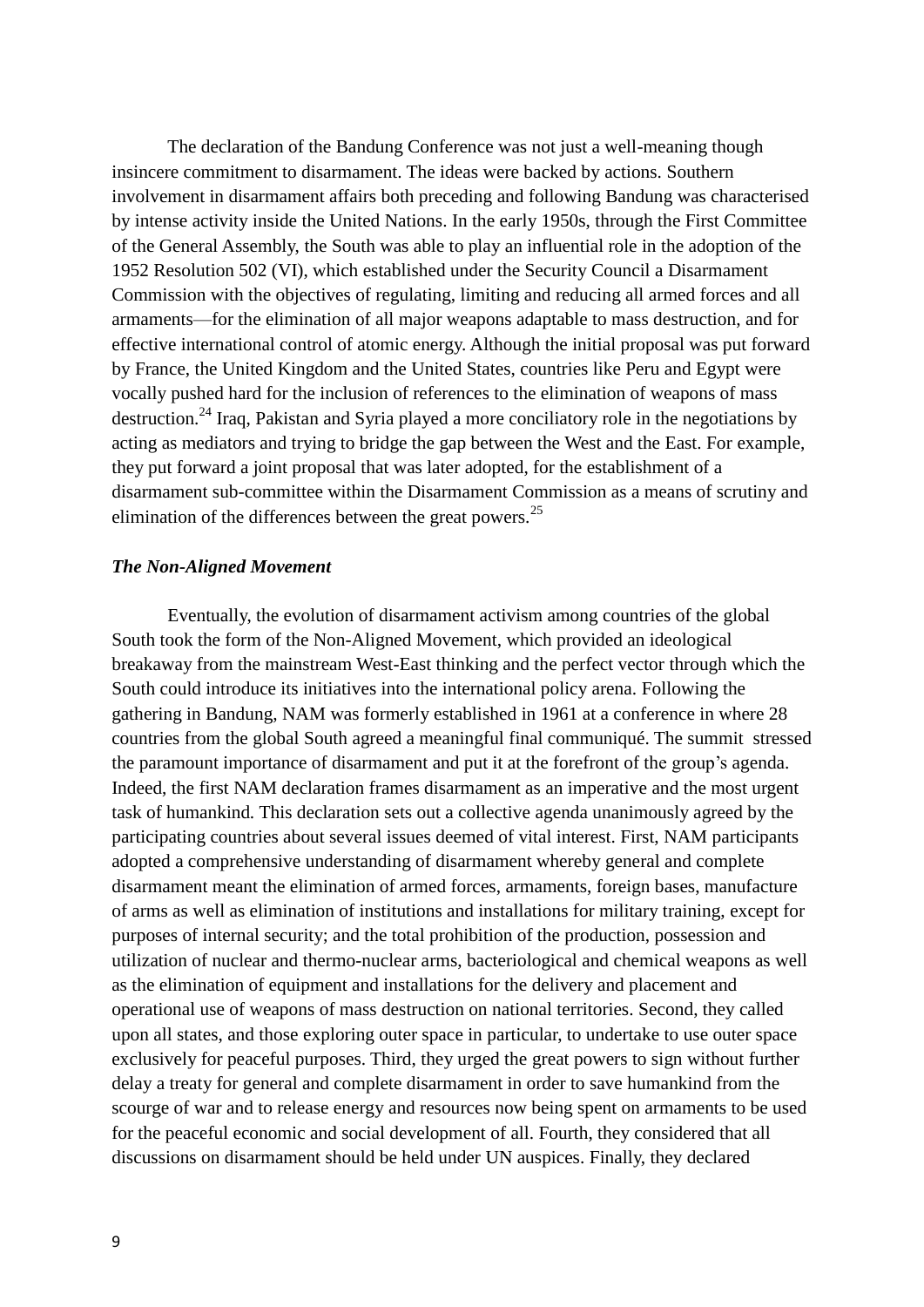The declaration of the Bandung Conference was not just a well-meaning though insincere commitment to disarmament. The ideas were backed by actions. Southern involvement in disarmament affairs both preceding and following Bandung was characterised by intense activity inside the United Nations. In the early 1950s, through the First Committee of the General Assembly, the South was able to play an influential role in the adoption of the 1952 Resolution 502 (VI), which established under the Security Council a Disarmament Commission with the objectives of regulating, limiting and reducing all armed forces and all armaments—for the elimination of all major weapons adaptable to mass destruction, and for effective international control of atomic energy. Although the initial proposal was put forward by France, the United Kingdom and the United States, countries like Peru and Egypt were vocally pushed hard for the inclusion of references to the elimination of weapons of mass destruction.[24] Iraq, Pakistan and Syria played a more conciliatory role in the negotiations by acting as mediators and trying to bridge the gap between the West and the East. For example, they put forward a joint proposal that was later adopted, for the establishment of a disarmament sub-committee within the Disarmament Commission as a means of scrutiny and elimination of the differences between the great powers.[25]

***The Non-Aligned Movement***

Eventually, the evolution of disarmament activism among countries of the global South took the form of the Non-Aligned Movement, which provided an ideological breakaway from the mainstream West-East thinking and the perfect vector through which the South could introduce its initiatives into the international policy arena. Following the gathering in Bandung, NAM was formerly established in 1961 at a conference in where 28 countries from the global South agreed a meaningful final communiqué. The summit stressed the paramount importance of disarmament and put it at the forefront of the group's agenda. Indeed, the first NAM declaration frames disarmament as an imperative and the most urgent task of humankind. This declaration sets out a collective agenda unanimously agreed by the participating countries about several issues deemed of vital interest. First, NAM participants adopted a comprehensive understanding of disarmament whereby general and complete disarmament meant the elimination of armed forces, armaments, foreign bases, manufacture of arms as well as elimination of institutions and installations for military training, except for purposes of internal security; and the total prohibition of the production, possession and utilization of nuclear and thermo-nuclear arms, bacteriological and chemical weapons as well as the elimination of equipment and installations for the delivery and placement and operational use of weapons of mass destruction on national territories. Second, they called upon all states, and those exploring outer space in particular, to undertake to use outer space exclusively for peaceful purposes. Third, they urged the great powers to sign without further delay a treaty for general and complete disarmament in order to save humankind from the scourge of war and to release energy and resources now being spent on armaments to be used for the peaceful economic and social development of all. Fourth, they considered that all discussions on disarmament should be held under UN auspices. Finally, they declared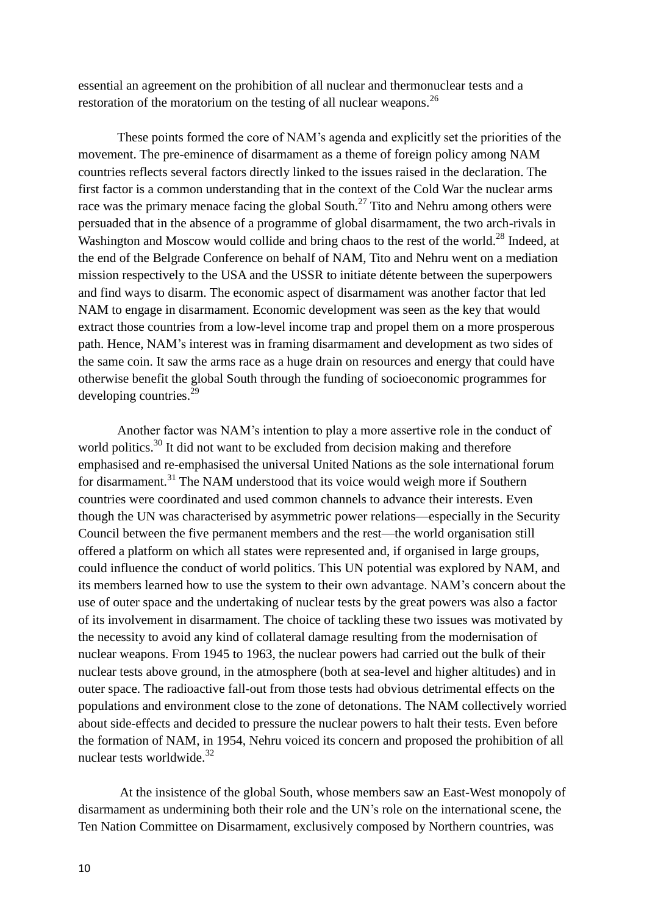essential an agreement on the prohibition of all nuclear and thermonuclear tests and a restoration of the moratorium on the testing of all nuclear weapons.[26]

These points formed the core of NAM's agenda and explicitly set the priorities of the movement. The pre-eminence of disarmament as a theme of foreign policy among NAM countries reflects several factors directly linked to the issues raised in the declaration. The first factor is a common understanding that in the context of the Cold War the nuclear arms race was the primary menace facing the global South.[27] Tito and Nehru among others were persuaded that in the absence of a programme of global disarmament, the two arch-rivals in Washington and Moscow would collide and bring chaos to the rest of the world.[28] Indeed, at the end of the Belgrade Conference on behalf of NAM, Tito and Nehru went on a mediation mission respectively to the USA and the USSR to initiate détente between the superpowers and find ways to disarm. The economic aspect of disarmament was another factor that led NAM to engage in disarmament. Economic development was seen as the key that would extract those countries from a low-level income trap and propel them on a more prosperous path. Hence, NAM's interest was in framing disarmament and development as two sides of the same coin. It saw the arms race as a huge drain on resources and energy that could have otherwise benefit the global South through the funding of socioeconomic programmes for developing countries.[29]

Another factor was NAM's intention to play a more assertive role in the conduct of world politics.[30] It did not want to be excluded from decision making and therefore emphasised and re-emphasised the universal United Nations as the sole international forum for disarmament.[31] The NAM understood that its voice would weigh more if Southern countries were coordinated and used common channels to advance their interests. Even though the UN was characterised by asymmetric power relations—especially in the Security Council between the five permanent members and the rest—the world organisation still offered a platform on which all states were represented and, if organised in large groups, could influence the conduct of world politics. This UN potential was explored by NAM, and its members learned how to use the system to their own advantage. NAM's concern about the use of outer space and the undertaking of nuclear tests by the great powers was also a factor of its involvement in disarmament. The choice of tackling these two issues was motivated by the necessity to avoid any kind of collateral damage resulting from the modernisation of nuclear weapons. From 1945 to 1963, the nuclear powers had carried out the bulk of their nuclear tests above ground, in the atmosphere (both at sea-level and higher altitudes) and in outer space. The radioactive fall-out from those tests had obvious detrimental effects on the populations and environment close to the zone of detonations. The NAM collectively worried about side-effects and decided to pressure the nuclear powers to halt their tests. Even before the formation of NAM, in 1954, Nehru voiced its concern and proposed the prohibition of all nuclear tests worldwide.[32]

At the insistence of the global South, whose members saw an East-West monopoly of disarmament as undermining both their role and the UN's role on the international scene, the Ten Nation Committee on Disarmament, exclusively composed by Northern countries, was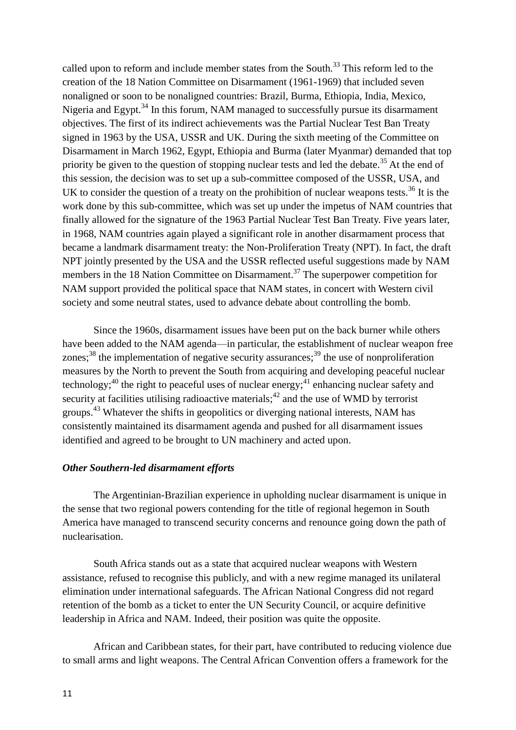called upon to reform and include member states from the South.[33] This reform led to the creation of the 18 Nation Committee on Disarmament (1961-1969) that included seven nonaligned or soon to be nonaligned countries: Brazil, Burma, Ethiopia, India, Mexico, Nigeria and Egypt.[34] In this forum, NAM managed to successfully pursue its disarmament objectives. The first of its indirect achievements was the Partial Nuclear Test Ban Treaty signed in 1963 by the USA, USSR and UK. During the sixth meeting of the Committee on Disarmament in March 1962, Egypt, Ethiopia and Burma (later Myanmar) demanded that top priority be given to the question of stopping nuclear tests and led the debate.[35] At the end of this session, the decision was to set up a sub-committee composed of the USSR, USA, and UK to consider the question of a treaty on the prohibition of nuclear weapons tests.[36] It is the work done by this sub-committee, which was set up under the impetus of NAM countries that finally allowed for the signature of the 1963 Partial Nuclear Test Ban Treaty. Five years later, in 1968, NAM countries again played a significant role in another disarmament process that became a landmark disarmament treaty: the Non-Proliferation Treaty (NPT). In fact, the draft NPT jointly presented by the USA and the USSR reflected useful suggestions made by NAM members in the 18 Nation Committee on Disarmament.[37] The superpower competition for NAM support provided the political space that NAM states, in concert with Western civil society and some neutral states, used to advance debate about controlling the bomb.

Since the 1960s, disarmament issues have been put on the back burner while others have been added to the NAM agenda—in particular, the establishment of nuclear weapon free zones;[38] the implementation of negative security assurances;[39] the use of nonproliferation measures by the North to prevent the South from acquiring and developing peaceful nuclear technology;[40] the right to peaceful uses of nuclear energy;[41] enhancing nuclear safety and security at facilities utilising radioactive materials;[42] and the use of WMD by terrorist groups.[43] Whatever the shifts in geopolitics or diverging national interests, NAM has consistently maintained its disarmament agenda and pushed for all disarmament issues identified and agreed to be brought to UN machinery and acted upon.

***Other Southern-led disarmament efforts***

The Argentinian-Brazilian experience in upholding nuclear disarmament is unique in the sense that two regional powers contending for the title of regional hegemon in South America have managed to transcend security concerns and renounce going down the path of nuclearisation.

South Africa stands out as a state that acquired nuclear weapons with Western assistance, refused to recognise this publicly, and with a new regime managed its unilateral elimination under international safeguards. The African National Congress did not regard retention of the bomb as a ticket to enter the UN Security Council, or acquire definitive leadership in Africa and NAM. Indeed, their position was quite the opposite.

African and Caribbean states, for their part, have contributed to reducing violence due to small arms and light weapons. The Central African Convention offers a framework for the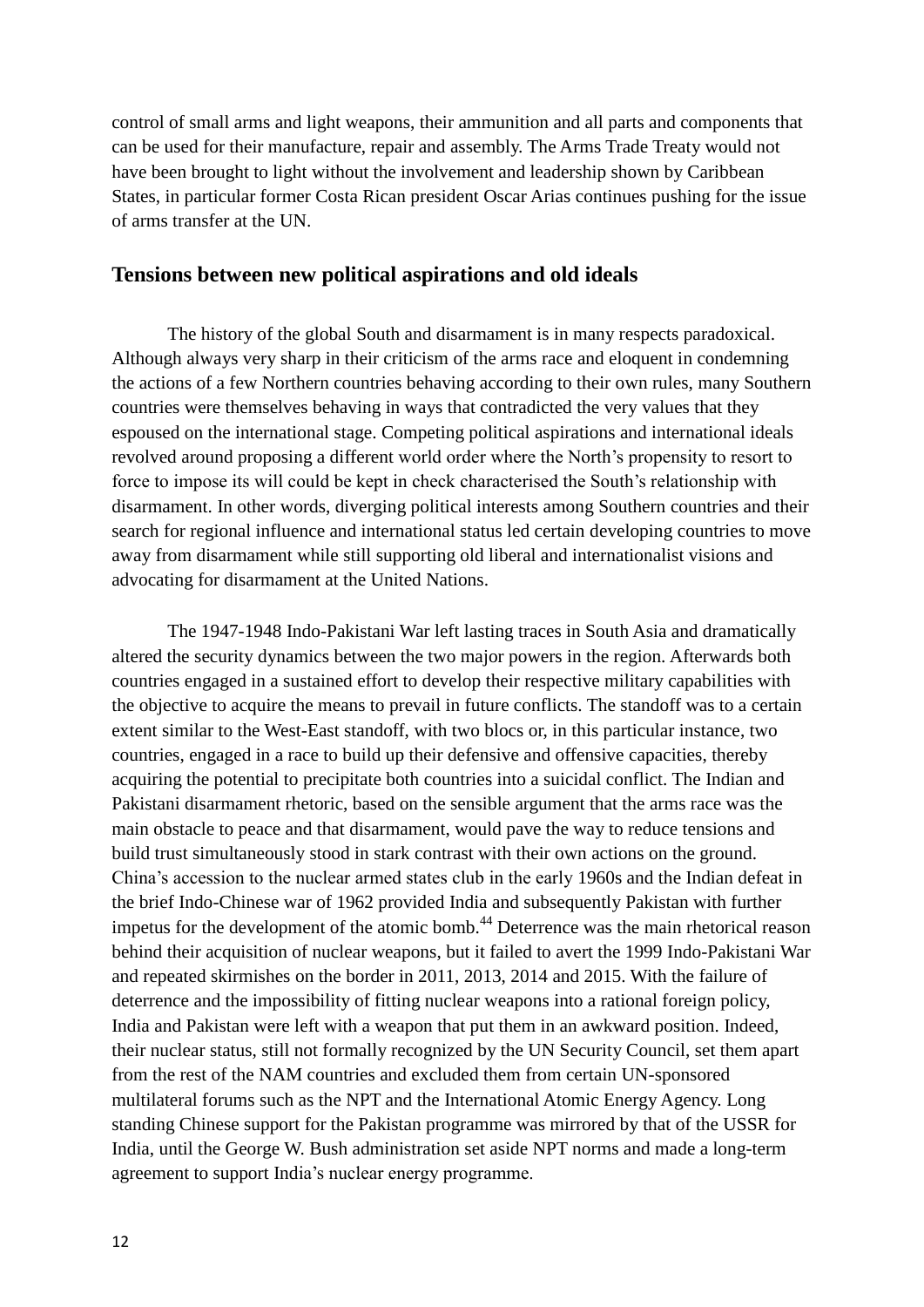control of small arms and light weapons, their ammunition and all parts and components that can be used for their manufacture, repair and assembly. The Arms Trade Treaty would not have been brought to light without the involvement and leadership shown by Caribbean States, in particular former Costa Rican president Oscar Arias continues pushing for the issue of arms transfer at the UN.

## Tensions between new political aspirations and old ideals

The history of the global South and disarmament is in many respects paradoxical. Although always very sharp in their criticism of the arms race and eloquent in condemning the actions of a few Northern countries behaving according to their own rules, many Southern countries were themselves behaving in ways that contradicted the very values that they espoused on the international stage. Competing political aspirations and international ideals revolved around proposing a different world order where the North's propensity to resort to force to impose its will could be kept in check characterised the South's relationship with disarmament. In other words, diverging political interests among Southern countries and their search for regional influence and international status led certain developing countries to move away from disarmament while still supporting old liberal and internationalist visions and advocating for disarmament at the United Nations.

The 1947-1948 Indo-Pakistani War left lasting traces in South Asia and dramatically altered the security dynamics between the two major powers in the region. Afterwards both countries engaged in a sustained effort to develop their respective military capabilities with the objective to acquire the means to prevail in future conflicts. The standoff was to a certain extent similar to the West-East standoff, with two blocs or, in this particular instance, two countries, engaged in a race to build up their defensive and offensive capacities, thereby acquiring the potential to precipitate both countries into a suicidal conflict. The Indian and Pakistani disarmament rhetoric, based on the sensible argument that the arms race was the main obstacle to peace and that disarmament, would pave the way to reduce tensions and build trust simultaneously stood in stark contrast with their own actions on the ground. China's accession to the nuclear armed states club in the early 1960s and the Indian defeat in the brief Indo-Chinese war of 1962 provided India and subsequently Pakistan with further impetus for the development of the atomic bomb.[44] Deterrence was the main rhetorical reason behind their acquisition of nuclear weapons, but it failed to avert the 1999 Indo-Pakistani War and repeated skirmishes on the border in 2011, 2013, 2014 and 2015. With the failure of deterrence and the impossibility of fitting nuclear weapons into a rational foreign policy, India and Pakistan were left with a weapon that put them in an awkward position. Indeed, their nuclear status, still not formally recognized by the UN Security Council, set them apart from the rest of the NAM countries and excluded them from certain UN-sponsored multilateral forums such as the NPT and the International Atomic Energy Agency. Long standing Chinese support for the Pakistan programme was mirrored by that of the USSR for India, until the George W. Bush administration set aside NPT norms and made a long-term agreement to support India's nuclear energy programme.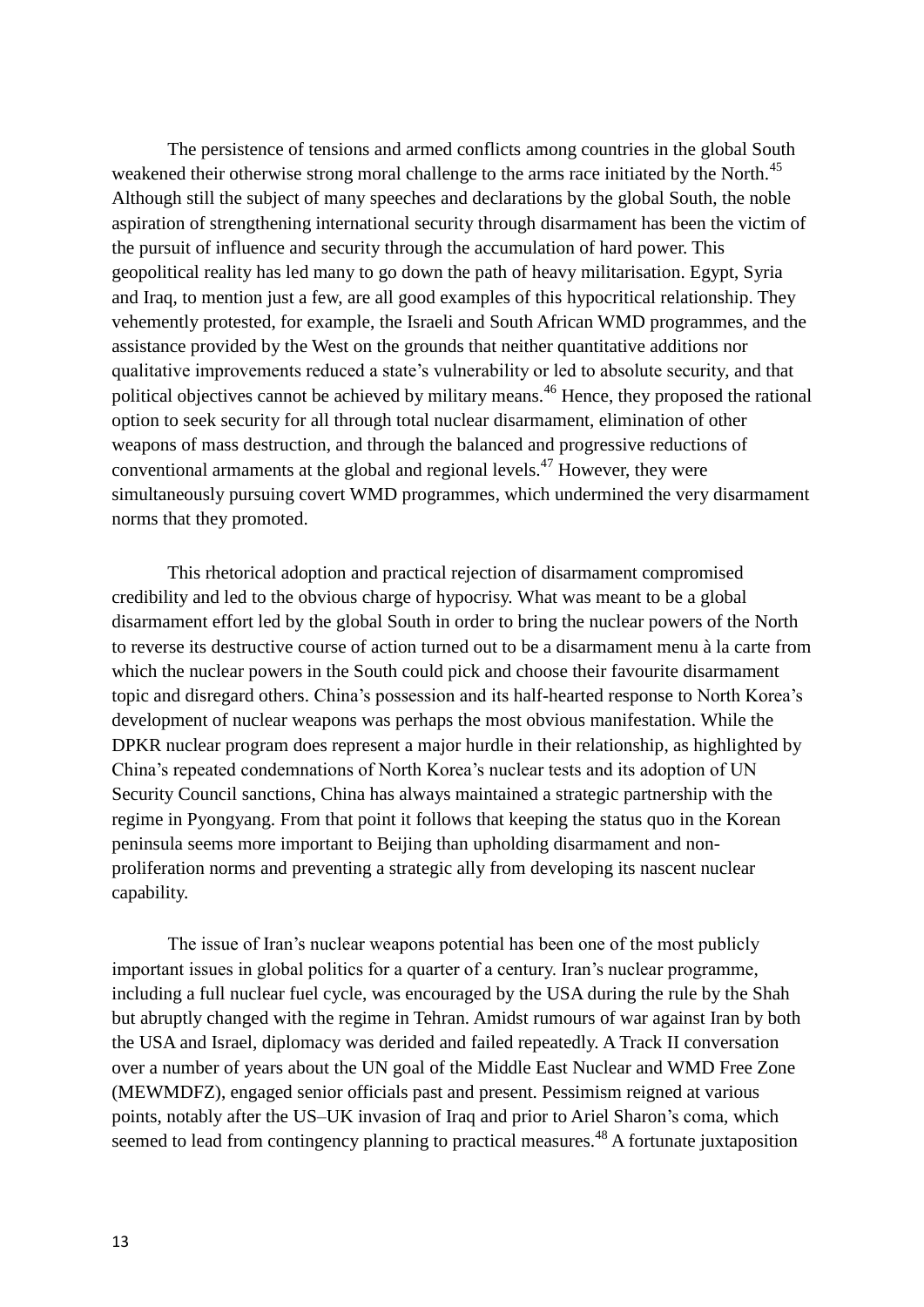The persistence of tensions and armed conflicts among countries in the global South weakened their otherwise strong moral challenge to the arms race initiated by the North.[45] Although still the subject of many speeches and declarations by the global South, the noble aspiration of strengthening international security through disarmament has been the victim of the pursuit of influence and security through the accumulation of hard power. This geopolitical reality has led many to go down the path of heavy militarisation. Egypt, Syria and Iraq, to mention just a few, are all good examples of this hypocritical relationship. They vehemently protested, for example, the Israeli and South African WMD programmes, and the assistance provided by the West on the grounds that neither quantitative additions nor qualitative improvements reduced a state's vulnerability or led to absolute security, and that political objectives cannot be achieved by military means.[46] Hence, they proposed the rational option to seek security for all through total nuclear disarmament, elimination of other weapons of mass destruction, and through the balanced and progressive reductions of conventional armaments at the global and regional levels.[47] However, they were simultaneously pursuing covert WMD programmes, which undermined the very disarmament norms that they promoted.

This rhetorical adoption and practical rejection of disarmament compromised credibility and led to the obvious charge of hypocrisy. What was meant to be a global disarmament effort led by the global South in order to bring the nuclear powers of the North to reverse its destructive course of action turned out to be a disarmament menu à la carte from which the nuclear powers in the South could pick and choose their favourite disarmament topic and disregard others. China's possession and its half-hearted response to North Korea's development of nuclear weapons was perhaps the most obvious manifestation. While the DPKR nuclear program does represent a major hurdle in their relationship, as highlighted by China's repeated condemnations of North Korea's nuclear tests and its adoption of UN Security Council sanctions, China has always maintained a strategic partnership with the regime in Pyongyang. From that point it follows that keeping the status quo in the Korean peninsula seems more important to Beijing than upholding disarmament and non-proliferation norms and preventing a strategic ally from developing its nascent nuclear capability.

The issue of Iran's nuclear weapons potential has been one of the most publicly important issues in global politics for a quarter of a century. Iran's nuclear programme, including a full nuclear fuel cycle, was encouraged by the USA during the rule by the Shah but abruptly changed with the regime in Tehran. Amidst rumours of war against Iran by both the USA and Israel, diplomacy was derided and failed repeatedly. A Track II conversation over a number of years about the UN goal of the Middle East Nuclear and WMD Free Zone (MEWMDFZ), engaged senior officials past and present. Pessimism reigned at various points, notably after the US–UK invasion of Iraq and prior to Ariel Sharon's coma, which seemed to lead from contingency planning to practical measures.[48] A fortunate juxtaposition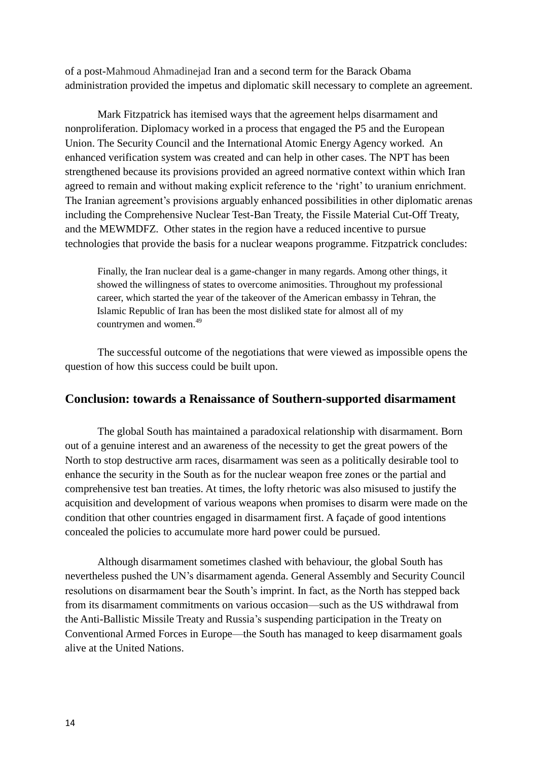of a post-Mahmoud Ahmadinejad Iran and a second term for the Barack Obama administration provided the impetus and diplomatic skill necessary to complete an agreement.

Mark Fitzpatrick has itemised ways that the agreement helps disarmament and nonproliferation. Diplomacy worked in a process that engaged the P5 and the European Union. The Security Council and the International Atomic Energy Agency worked. An enhanced verification system was created and can help in other cases. The NPT has been strengthened because its provisions provided an agreed normative context within which Iran agreed to remain and without making explicit reference to the 'right' to uranium enrichment. The Iranian agreement's provisions arguably enhanced possibilities in other diplomatic arenas including the Comprehensive Nuclear Test-Ban Treaty, the Fissile Material Cut-Off Treaty, and the MEWMDFZ. Other states in the region have a reduced incentive to pursue technologies that provide the basis for a nuclear weapons programme. Fitzpatrick concludes:

> Finally, the Iran nuclear deal is a game-changer in many regards. Among other things, it showed the willingness of states to overcome animosities. Throughout my professional career, which started the year of the takeover of the American embassy in Tehran, the Islamic Republic of Iran has been the most disliked state for almost all of my countrymen and women.[49]

The successful outcome of the negotiations that were viewed as impossible opens the question of how this success could be built upon.

## Conclusion: towards a Renaissance of Southern-supported disarmament

The global South has maintained a paradoxical relationship with disarmament. Born out of a genuine interest and an awareness of the necessity to get the great powers of the North to stop destructive arm races, disarmament was seen as a politically desirable tool to enhance the security in the South as for the nuclear weapon free zones or the partial and comprehensive test ban treaties. At times, the lofty rhetoric was also misused to justify the acquisition and development of various weapons when promises to disarm were made on the condition that other countries engaged in disarmament first. A façade of good intentions concealed the policies to accumulate more hard power could be pursued.

Although disarmament sometimes clashed with behaviour, the global South has nevertheless pushed the UN's disarmament agenda. General Assembly and Security Council resolutions on disarmament bear the South's imprint. In fact, as the North has stepped back from its disarmament commitments on various occasion—such as the US withdrawal from the Anti-Ballistic Missile Treaty and Russia's suspending participation in the Treaty on Conventional Armed Forces in Europe—the South has managed to keep disarmament goals alive at the United Nations.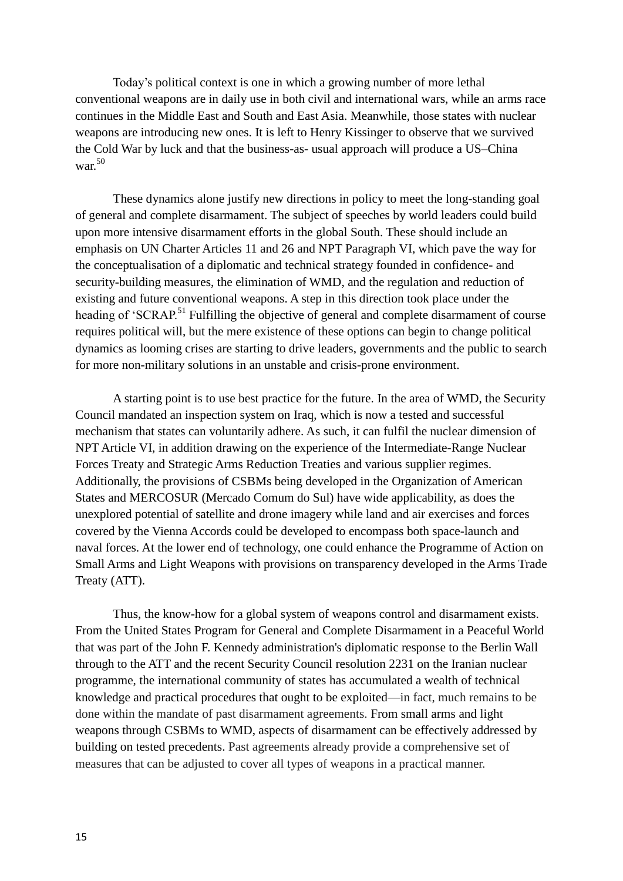Today's political context is one in which a growing number of more lethal conventional weapons are in daily use in both civil and international wars, while an arms race continues in the Middle East and South and East Asia. Meanwhile, those states with nuclear weapons are introducing new ones. It is left to Henry Kissinger to observe that we survived the Cold War by luck and that the business-as- usual approach will produce a US–China war.[50]

These dynamics alone justify new directions in policy to meet the long-standing goal of general and complete disarmament. The subject of speeches by world leaders could build upon more intensive disarmament efforts in the global South. These should include an emphasis on UN Charter Articles 11 and 26 and NPT Paragraph VI, which pave the way for the conceptualisation of a diplomatic and technical strategy founded in confidence- and security-building measures, the elimination of WMD, and the regulation and reduction of existing and future conventional weapons. A step in this direction took place under the heading of 'SCRAP.[51] Fulfilling the objective of general and complete disarmament of course requires political will, but the mere existence of these options can begin to change political dynamics as looming crises are starting to drive leaders, governments and the public to search for more non-military solutions in an unstable and crisis-prone environment.

A starting point is to use best practice for the future. In the area of WMD, the Security Council mandated an inspection system on Iraq, which is now a tested and successful mechanism that states can voluntarily adhere. As such, it can fulfil the nuclear dimension of NPT Article VI, in addition drawing on the experience of the Intermediate-Range Nuclear Forces Treaty and Strategic Arms Reduction Treaties and various supplier regimes. Additionally, the provisions of CSBMs being developed in the Organization of American States and MERCOSUR (Mercado Comum do Sul) have wide applicability, as does the unexplored potential of satellite and drone imagery while land and air exercises and forces covered by the Vienna Accords could be developed to encompass both space-launch and naval forces. At the lower end of technology, one could enhance the Programme of Action on Small Arms and Light Weapons with provisions on transparency developed in the Arms Trade Treaty (ATT).

Thus, the know-how for a global system of weapons control and disarmament exists. From the United States Program for General and Complete Disarmament in a Peaceful World that was part of the John F. Kennedy administration's diplomatic response to the Berlin Wall through to the ATT and the recent Security Council resolution 2231 on the Iranian nuclear programme, the international community of states has accumulated a wealth of technical knowledge and practical procedures that ought to be exploited—in fact, much remains to be done within the mandate of past disarmament agreements. From small arms and light weapons through CSBMs to WMD, aspects of disarmament can be effectively addressed by building on tested precedents. Past agreements already provide a comprehensive set of measures that can be adjusted to cover all types of weapons in a practical manner.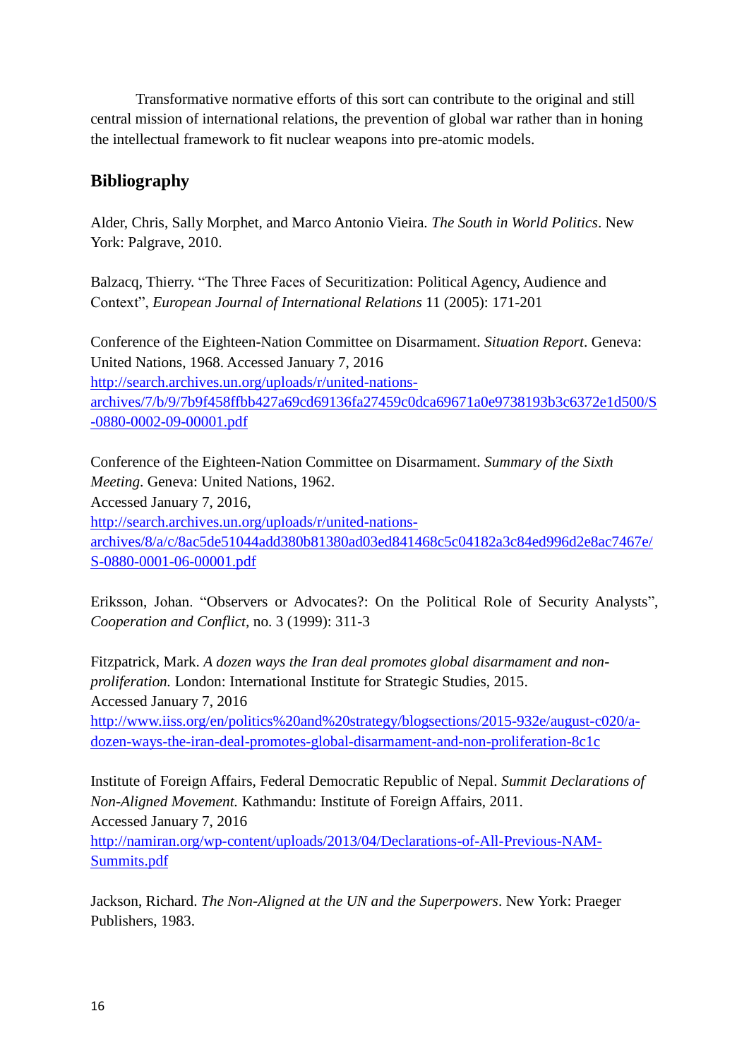Transformative normative efforts of this sort can contribute to the original and still central mission of international relations, the prevention of global war rather than in honing the intellectual framework to fit nuclear weapons into pre-atomic models.

## Bibliography

Alder, Chris, Sally Morphet, and Marco Antonio Vieira. *The South in World Politics*. New York: Palgrave, 2010.

Balzacq, Thierry. "The Three Faces of Securitization: Political Agency, Audience and Context", *European Journal of International Relations* 11 (2005): 171-201

Conference of the Eighteen-Nation Committee on Disarmament. *Situation Report*. Geneva: United Nations, 1968. Accessed January 7, 2016 http://search.archives.un.org/uploads/r/united-nations-archives/7/b/9/7b9f458ffbb427a69cd69136fa27459c0dca69671a0e9738193b3c6372e1d500/S-0880-0002-09-00001.pdf

Conference of the Eighteen-Nation Committee on Disarmament. *Summary of the Sixth Meeting*. Geneva: United Nations, 1962.
Accessed January 7, 2016,
http://search.archives.un.org/uploads/r/united-nations-archives/8/a/c/8ac5de51044add380b81380ad03ed841468c5c04182a3c84ed996d2e8ac7467e/S-0880-0001-06-00001.pdf

Eriksson, Johan. "Observers or Advocates?: On the Political Role of Security Analysts", *Cooperation and Conflict,* no. 3 (1999): 311-3

Fitzpatrick, Mark. *A dozen ways the Iran deal promotes global disarmament and non-proliferation.* London: International Institute for Strategic Studies, 2015.
Accessed January 7, 2016
http://www.iiss.org/en/politics%20and%20strategy/blogsections/2015-932e/august-c020/a-dozen-ways-the-iran-deal-promotes-global-disarmament-and-non-proliferation-8c1c

Institute of Foreign Affairs, Federal Democratic Republic of Nepal. *Summit Declarations of Non-Aligned Movement.* Kathmandu: Institute of Foreign Affairs, 2011.
Accessed January 7, 2016
http://namiran.org/wp-content/uploads/2013/04/Declarations-of-All-Previous-NAM-Summits.pdf

Jackson, Richard. *The Non-Aligned at the UN and the Superpowers*. New York: Praeger Publishers, 1983.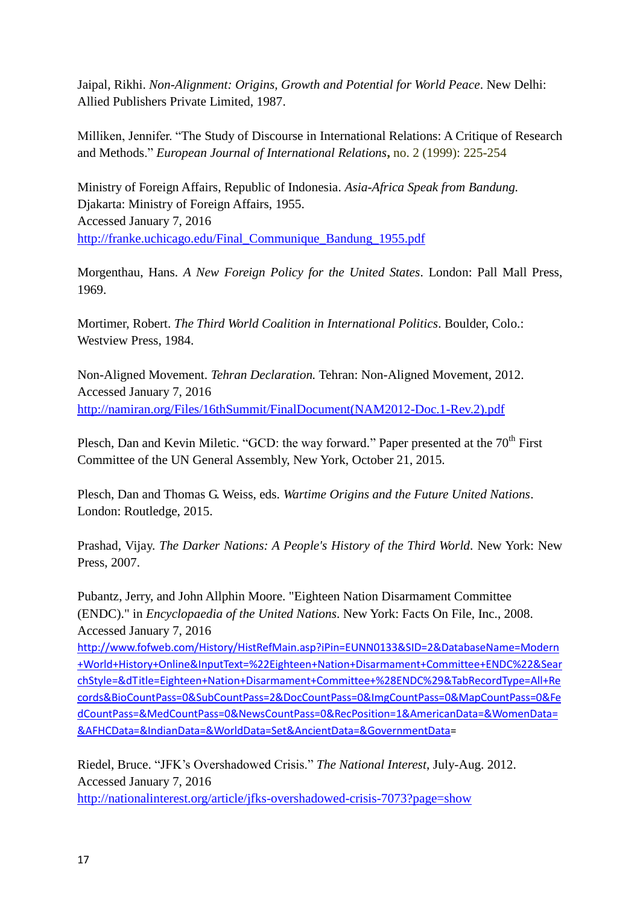Jaipal, Rikhi. *Non-Alignment: Origins, Growth and Potential for World Peace*. New Delhi: Allied Publishers Private Limited, 1987.

Milliken, Jennifer. "The Study of Discourse in International Relations: A Critique of Research and Methods." *European Journal of International Relations*, no. 2 (1999): 225-254

Ministry of Foreign Affairs, Republic of Indonesia. *Asia-Africa Speak from Bandung.* Djakarta: Ministry of Foreign Affairs, 1955.
Accessed January 7, 2016
http://franke.uchicago.edu/Final_Communique_Bandung_1955.pdf

Morgenthau, Hans. *A New Foreign Policy for the United States*. London: Pall Mall Press, 1969.

Mortimer, Robert. *The Third World Coalition in International Politics*. Boulder, Colo.: Westview Press, 1984.

Non-Aligned Movement. *Tehran Declaration.* Tehran: Non-Aligned Movement, 2012.
Accessed January 7, 2016
http://namiran.org/Files/16thSummit/FinalDocument(NAM2012-Doc.1-Rev.2).pdf

Plesch, Dan and Kevin Miletic. "GCD: the way forward." Paper presented at the 70th First Committee of the UN General Assembly, New York, October 21, 2015.

Plesch, Dan and Thomas G. Weiss, eds. *Wartime Origins and the Future United Nations*. London: Routledge, 2015.

Prashad, Vijay. *The Darker Nations: A People's History of the Third World*. New York: New Press, 2007.

Pubantz, Jerry, and John Allphin Moore. "Eighteen Nation Disarmament Committee (ENDC)." in *Encyclopaedia of the United Nations*. New York: Facts On File, Inc., 2008.
Accessed January 7, 2016
http://www.fofweb.com/History/HistRefMain.asp?iPin=EUNN0133&SID=2&DatabaseName=Modern+World+History+Online&InputText=%22Eighteen+Nation+Disarmament+Committee+ENDC%22&SearchStyle=&dTitle=Eighteen+Nation+Disarmament+Committee+%28ENDC%29&TabRecordType=All+Records&BioCountPass=0&SubCountPass=2&DocCountPass=0&ImgCountPass=0&MapCountPass=0&FedCountPass=&MedCountPass=0&NewsCountPass=0&RecPosition=1&AmericanData=&WomenData=&AFHCData=&IndianData=&WorldData=Set&AncientData=&GovernmentData=

Riedel, Bruce. "JFK's Overshadowed Crisis." *The National Interest*, July-Aug. 2012.
Accessed January 7, 2016
http://nationalinterest.org/article/jfks-overshadowed-crisis-7073?page=show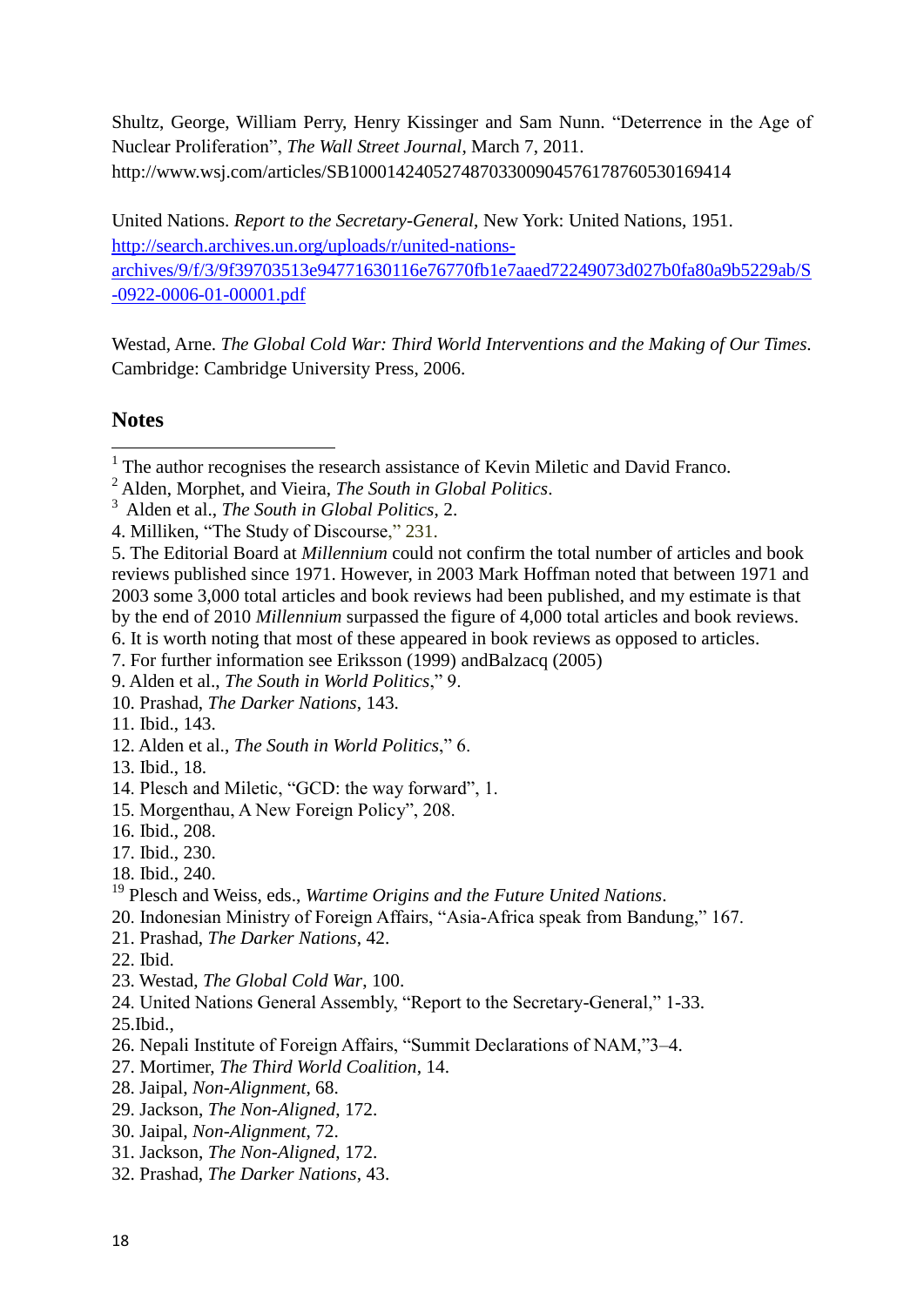Shultz, George, William Perry, Henry Kissinger and Sam Nunn. "Deterrence in the Age of Nuclear Proliferation", *The Wall Street Journal*, March 7, 2011. http://www.wsj.com/articles/SB10001424052748703300904576178760530169414

United Nations. *Report to the Secretary-General*, New York: United Nations, 1951. [http://search.archives.un.org/uploads/r/united-nations-archives/9/f/3/9f39703513e94771630116e76770fb1e7aaed72249073d027b0fa80a9b5229ab/S-0922-0006-01-00001.pdf](http://search.archives.un.org/uploads/r/united-nations-archives/9/f/3/9f39703513e94771630116e76770fb1e7aaed72249073d027b0fa80a9b5229ab/S-0922-0006-01-00001.pdf)

Westad, Arne. *The Global Cold War: Third World Interventions and the Making of Our Times.* Cambridge: Cambridge University Press, 2006.

## Notes

1 The author recognises the research assistance of Kevin Miletic and David Franco.
2 Alden, Morphet, and Vieira, *The South in Global Politics*.
3 Alden et al., *The South in Global Politics*, 2.
4. Milliken, "The Study of Discourse," 231.
5. The Editorial Board at *Millennium* could not confirm the total number of articles and book reviews published since 1971. However, in 2003 Mark Hoffman noted that between 1971 and 2003 some 3,000 total articles and book reviews had been published, and my estimate is that by the end of 2010 *Millennium* surpassed the figure of 4,000 total articles and book reviews.
6. It is worth noting that most of these appeared in book reviews as opposed to articles.
7. For further information see Eriksson (1999) andBalzacq (2005)
9. Alden et al., *The South in World Politics*," 9.
10. Prashad, *The Darker Nations*, 143.
11. Ibid., 143.
12. Alden et al., *The South in World Politics*," 6.
13. Ibid., 18.
14. Plesch and Miletic, "GCD: the way forward", 1.
15. Morgenthau, A New Foreign Policy", 208.
16. Ibid., 208.
17. Ibid., 230.
18. Ibid., 240.
19 Plesch and Weiss, eds., *Wartime Origins and the Future United Nations*.
20. Indonesian Ministry of Foreign Affairs, "Asia-Africa speak from Bandung," 167.
21. Prashad, *The Darker Nations*, 42.
22. Ibid.
23. Westad, *The Global Cold War*, 100.
24. United Nations General Assembly, "Report to the Secretary-General," 1-33.
25.Ibid.,
26. Nepali Institute of Foreign Affairs, "Summit Declarations of NAM,"3–4.
27. Mortimer, *The Third World Coalition*, 14.
28. Jaipal, *Non-Alignment*, 68.
29. Jackson, *The Non-Aligned*, 172.
30. Jaipal, *Non-Alignment*, 72.
31. Jackson, *The Non-Aligned*, 172.
32. Prashad, *The Darker Nations*, 43.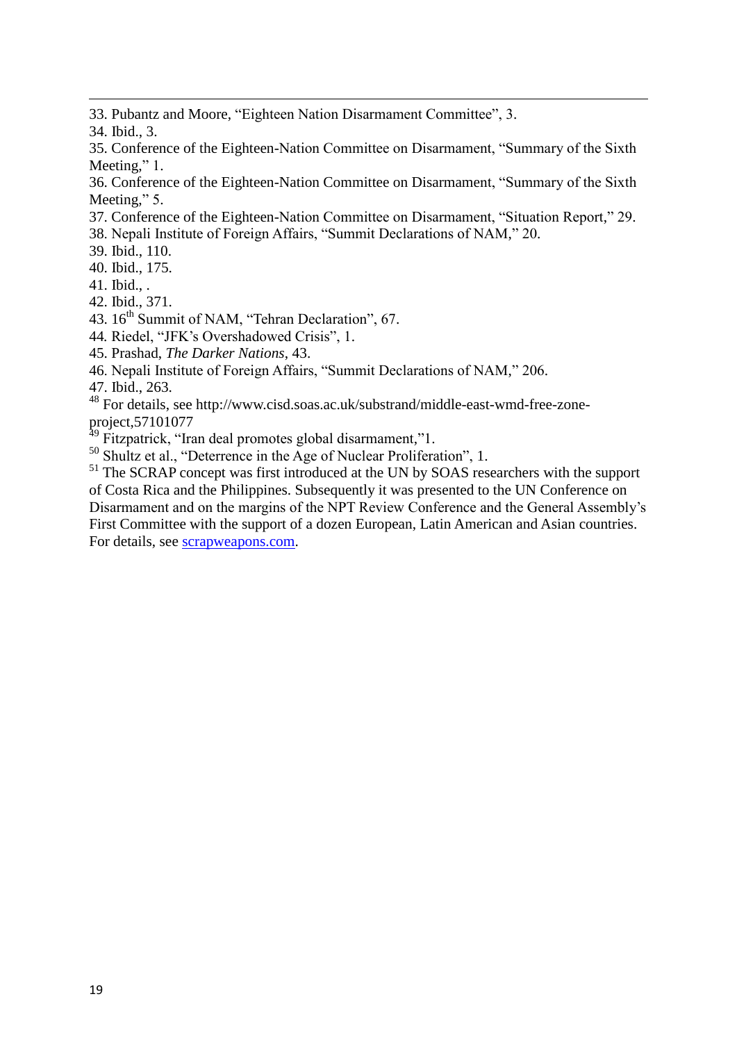33. Pubantz and Moore, "Eighteen Nation Disarmament Committee", 3.

34. Ibid., 3.

35. Conference of the Eighteen-Nation Committee on Disarmament, "Summary of the Sixth Meeting," 1.

36. Conference of the Eighteen-Nation Committee on Disarmament, "Summary of the Sixth Meeting," 5.

37. Conference of the Eighteen-Nation Committee on Disarmament, "Situation Report," 29.

38. Nepali Institute of Foreign Affairs, "Summit Declarations of NAM," 20.

39. Ibid., 110.

40. Ibid., 175.

41. Ibid., .

42. Ibid., 371.

43. 16th Summit of NAM, "Tehran Declaration", 67.

44. Riedel, "JFK's Overshadowed Crisis", 1.

45. Prashad, *The Darker Nations*, 43.

46. Nepali Institute of Foreign Affairs, "Summit Declarations of NAM," 206.

47. Ibid., 263.

[48] For details, see http://www.cisd.soas.ac.uk/substrand/middle-east-wmd-free-zone-project,57101077

[49] Fitzpatrick, "Iran deal promotes global disarmament,"1.

[50] Shultz et al., "Deterrence in the Age of Nuclear Proliferation", 1.

[51] The SCRAP concept was first introduced at the UN by SOAS researchers with the support of Costa Rica and the Philippines. Subsequently it was presented to the UN Conference on Disarmament and on the margins of the NPT Review Conference and the General Assembly's First Committee with the support of a dozen European, Latin American and Asian countries. For details, see scrapweapons.com.